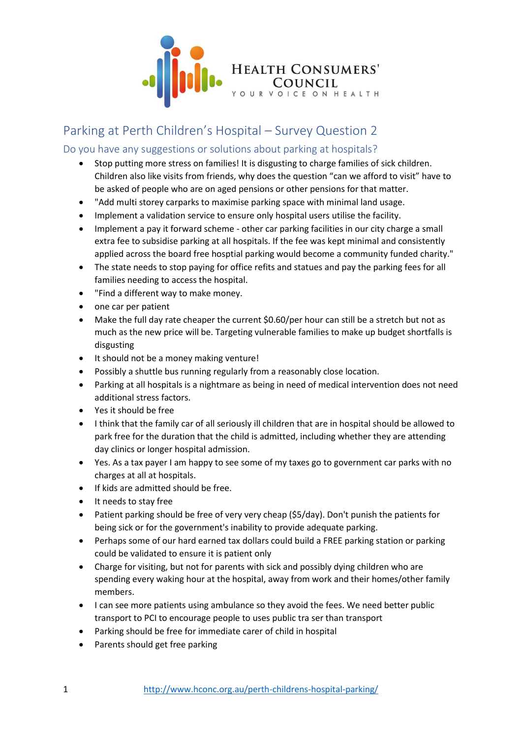Health Consumers' Council
YOUR VOICE ON HEALTH

# Parking at Perth Children's Hospital – Survey Question 2

## Do you have any suggestions or solutions about parking at hospitals?

- Stop putting more stress on families! It is disgusting to charge families of sick children. Children also like visits from friends, why does the question "can we afford to visit" have to be asked of people who are on aged pensions or other pensions for that matter.
- "Add multi storey carparks to maximise parking space with minimal land usage.
- Implement a validation service to ensure only hospital users utilise the facility.
- Implement a pay it forward scheme - other car parking facilities in our city charge a small extra fee to subsidise parking at all hospitals. If the fee was kept minimal and consistently applied across the board free hosptial parking would become a community funded charity."
- The state needs to stop paying for office refits and statues and pay the parking fees for all families needing to access the hospital.
- "Find a different way to make money.
- one car per patient
- Make the full day rate cheaper the current $0.60/per hour can still be a stretch but not as much as the new price will be. Targeting vulnerable families to make up budget shortfalls is disgusting
- It should not be a money making venture!
- Possibly a shuttle bus running regularly from a reasonably close location.
- Parking at all hospitals is a nightmare as being in need of medical intervention does not need additional stress factors.
- Yes it should be free
- I think that the family car of all seriously ill children that are in hospital should be allowed to park free for the duration that the child is admitted, including whether they are attending day clinics or longer hospital admission.
- Yes. As a tax payer I am happy to see some of my taxes go to government car parks with no charges at all at hospitals.
- If kids are admitted should be free.
- It needs to stay free
- Patient parking should be free of very very cheap ($5/day). Don't punish the patients for being sick or for the government's inability to provide adequate parking.
- Perhaps some of our hard earned tax dollars could build a FREE parking station or parking could be validated to ensure it is patient only
- Charge for visiting, but not for parents with sick and possibly dying children who are spending every waking hour at the hospital, away from work and their homes/other family members.
- I can see more patients using ambulance so they avoid the fees. We need better public transport to PCI to encourage people to uses public tra ser than transport
- Parking should be free for immediate carer of child in hospital
- Parents should get free parking

http://www.hconc.org.au/perth-childrens-hospital-parking/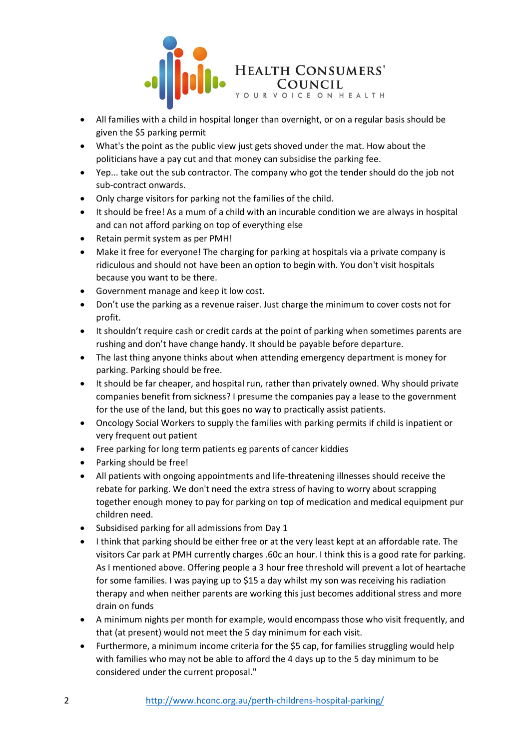- All families with a child in hospital longer than overnight, or on a regular basis should be given the $5 parking permit
- What's the point as the public view just gets shoved under the mat. How about the politicians have a pay cut and that money can subsidise the parking fee.
- Yep... take out the sub contractor. The company who got the tender should do the job not sub-contract onwards.
- Only charge visitors for parking not the families of the child.
- It should be free! As a mum of a child with an incurable condition we are always in hospital and can not afford parking on top of everything else
- Retain permit system as per PMH!
- Make it free for everyone! The charging for parking at hospitals via a private company is ridiculous and should not have been an option to begin with. You don't visit hospitals because you want to be there.
- Government manage and keep it low cost.
- Don't use the parking as a revenue raiser. Just charge the minimum to cover costs not for profit.
- It shouldn't require cash or credit cards at the point of parking when sometimes parents are rushing and don't have change handy. It should be payable before departure.
- The last thing anyone thinks about when attending emergency department is money for parking. Parking should be free.
- It should be far cheaper, and hospital run, rather than privately owned. Why should private companies benefit from sickness? I presume the companies pay a lease to the government for the use of the land, but this goes no way to practically assist patients.
- Oncology Social Workers to supply the families with parking permits if child is inpatient or very frequent out patient
- Free parking for long term patients eg parents of cancer kiddies
- Parking should be free!
- All patients with ongoing appointments and life-threatening illnesses should receive the rebate for parking. We don't need the extra stress of having to worry about scrapping together enough money to pay for parking on top of medication and medical equipment pur children need.
- Subsidised parking for all admissions from Day 1
- I think that parking should be either free or at the very least kept at an affordable rate. The visitors Car park at PMH currently charges .60c an hour. I think this is a good rate for parking. As I mentioned above. Offering people a 3 hour free threshold will prevent a lot of heartache for some families. I was paying up to $15 a day whilst my son was receiving his radiation therapy and when neither parents are working this just becomes additional stress and more drain on funds
- A minimum nights per month for example, would encompass those who visit frequently, and that (at present) would not meet the 5 day minimum for each visit.
- Furthermore, a minimum income criteria for the $5 cap, for families struggling would help with families who may not be able to afford the 4 days up to the 5 day minimum to be considered under the current proposal."

http://www.hconc.org.au/perth-childrens-hospital-parking/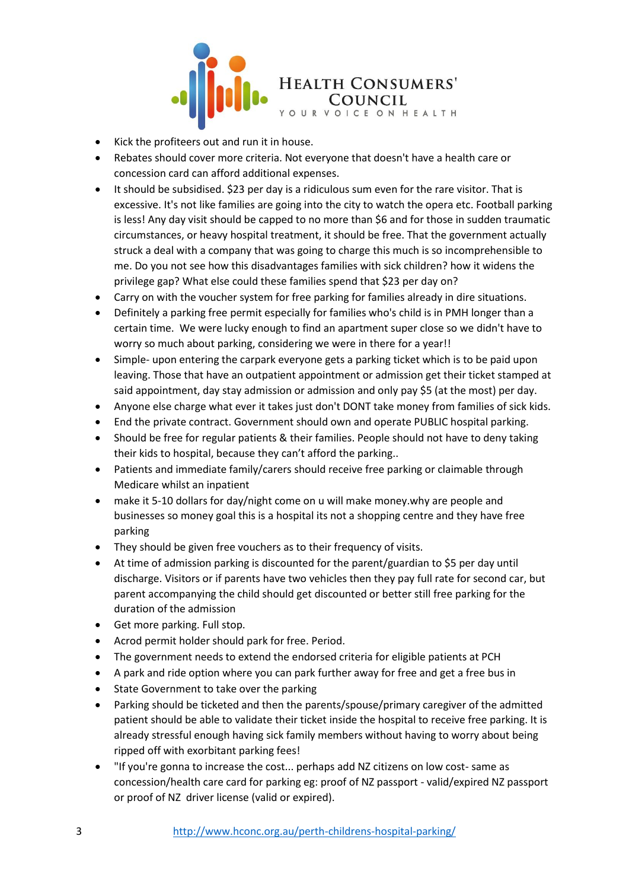- Kick the profiteers out and run it in house.
- Rebates should cover more criteria. Not everyone that doesn't have a health care or concession card can afford additional expenses.
- It should be subsidised. $23 per day is a ridiculous sum even for the rare visitor. That is excessive. It's not like families are going into the city to watch the opera etc. Football parking is less! Any day visit should be capped to no more than $6 and for those in sudden traumatic circumstances, or heavy hospital treatment, it should be free. That the government actually struck a deal with a company that was going to charge this much is so incomprehensible to me. Do you not see how this disadvantages families with sick children? how it widens the privilege gap? What else could these families spend that $23 per day on?
- Carry on with the voucher system for free parking for families already in dire situations.
- Definitely a parking free permit especially for families who's child is in PMH longer than a certain time. We were lucky enough to find an apartment super close so we didn't have to worry so much about parking, considering we were in there for a year!!
- Simple- upon entering the carpark everyone gets a parking ticket which is to be paid upon leaving. Those that have an outpatient appointment or admission get their ticket stamped at said appointment, day stay admission or admission and only pay $5 (at the most) per day.
- Anyone else charge what ever it takes just don't DONT take money from families of sick kids.
- End the private contract. Government should own and operate PUBLIC hospital parking.
- Should be free for regular patients & their families. People should not have to deny taking their kids to hospital, because they can't afford the parking..
- Patients and immediate family/carers should receive free parking or claimable through Medicare whilst an inpatient
- make it 5-10 dollars for day/night come on u will make money.why are people and businesses so money goal this is a hospital its not a shopping centre and they have free parking
- They should be given free vouchers as to their frequency of visits.
- At time of admission parking is discounted for the parent/guardian to $5 per day until discharge. Visitors or if parents have two vehicles then they pay full rate for second car, but parent accompanying the child should get discounted or better still free parking for the duration of the admission
- Get more parking. Full stop.
- Acrod permit holder should park for free. Period.
- The government needs to extend the endorsed criteria for eligible patients at PCH
- A park and ride option where you can park further away for free and get a free bus in
- State Government to take over the parking
- Parking should be ticketed and then the parents/spouse/primary caregiver of the admitted patient should be able to validate their ticket inside the hospital to receive free parking. It is already stressful enough having sick family members without having to worry about being ripped off with exorbitant parking fees!
- "If you're gonna to increase the cost... perhaps add NZ citizens on low cost- same as concession/health care card for parking eg: proof of NZ passport - valid/expired NZ passport or proof of NZ driver license (valid or expired).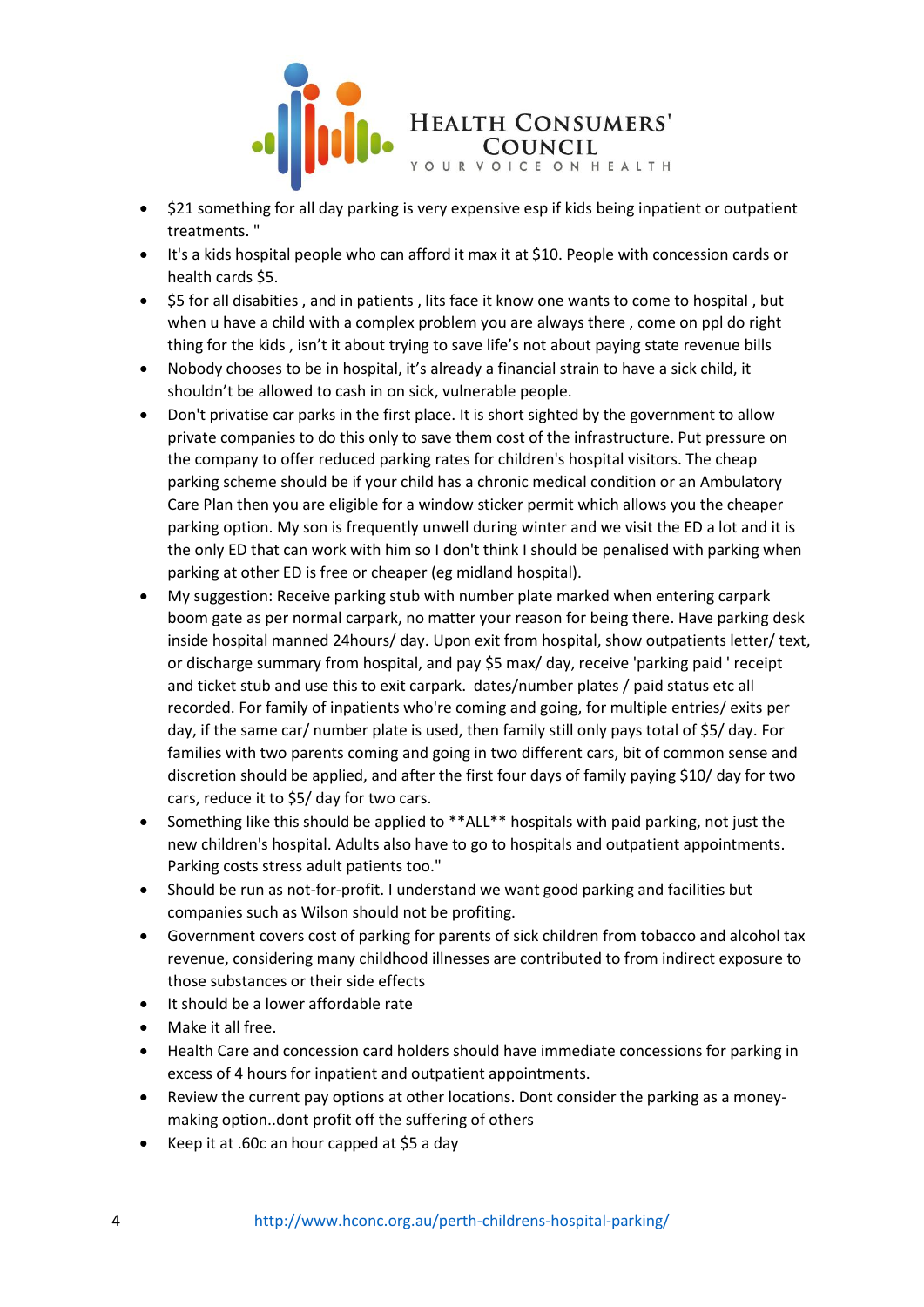- $21 something for all day parking is very expensive esp if kids being inpatient or outpatient treatments. "
- It's a kids hospital people who can afford it max it at $10. People with concession cards or health cards $5.
- $5 for all disabities , and in patients , lits face it know one wants to come to hospital , but when u have a child with a complex problem you are always there , come on ppl do right thing for the kids , isn't it about trying to save life's not about paying state revenue bills
- Nobody chooses to be in hospital, it's already a financial strain to have a sick child, it shouldn't be allowed to cash in on sick, vulnerable people.
- Don't privatise car parks in the first place. It is short sighted by the government to allow private companies to do this only to save them cost of the infrastructure. Put pressure on the company to offer reduced parking rates for children's hospital visitors. The cheap parking scheme should be if your child has a chronic medical condition or an Ambulatory Care Plan then you are eligible for a window sticker permit which allows you the cheaper parking option. My son is frequently unwell during winter and we visit the ED a lot and it is the only ED that can work with him so I don't think I should be penalised with parking when parking at other ED is free or cheaper (eg midland hospital).
- My suggestion: Receive parking stub with number plate marked when entering carpark boom gate as per normal carpark, no matter your reason for being there. Have parking desk inside hospital manned 24hours/ day. Upon exit from hospital, show outpatients letter/ text, or discharge summary from hospital, and pay $5 max/ day, receive 'parking paid ' receipt and ticket stub and use this to exit carpark. dates/number plates / paid status etc all recorded. For family of inpatients who're coming and going, for multiple entries/ exits per day, if the same car/ number plate is used, then family still only pays total of $5/ day. For families with two parents coming and going in two different cars, bit of common sense and discretion should be applied, and after the first four days of family paying $10/ day for two cars, reduce it to $5/ day for two cars.
- Something like this should be applied to **ALL** hospitals with paid parking, not just the new children's hospital. Adults also have to go to hospitals and outpatient appointments. Parking costs stress adult patients too."
- Should be run as not-for-profit. I understand we want good parking and facilities but companies such as Wilson should not be profiting.
- Government covers cost of parking for parents of sick children from tobacco and alcohol tax revenue, considering many childhood illnesses are contributed to from indirect exposure to those substances or their side effects
- It should be a lower affordable rate
- Make it all free.
- Health Care and concession card holders should have immediate concessions for parking in excess of 4 hours for inpatient and outpatient appointments.
- Review the current pay options at other locations. Dont consider the parking as a money-making option..dont profit off the suffering of others
- Keep it at .60c an hour capped at $5 a day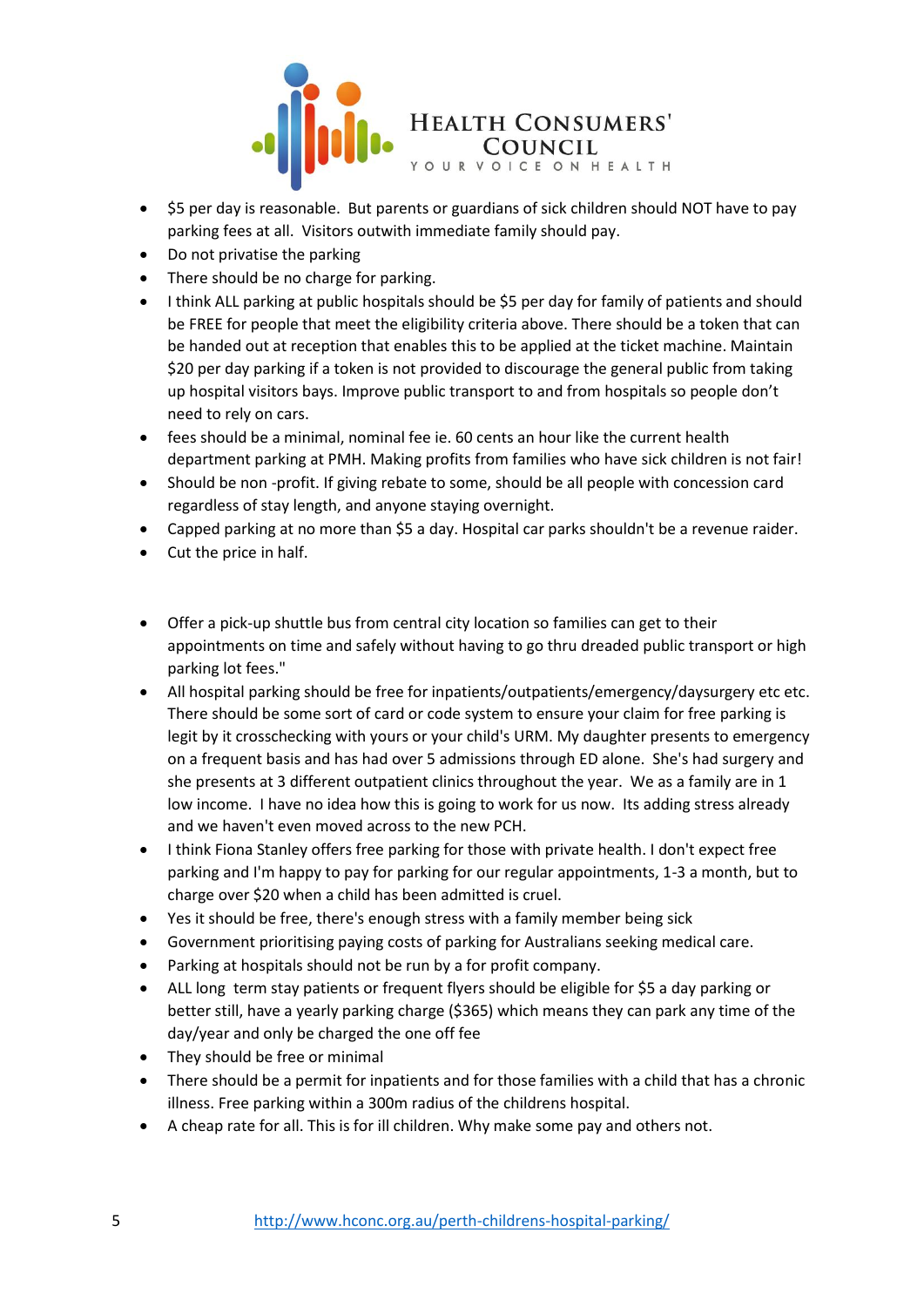- $5 per day is reasonable. But parents or guardians of sick children should NOT have to pay parking fees at all. Visitors outwith immediate family should pay.
- Do not privatise the parking
- There should be no charge for parking.
- I think ALL parking at public hospitals should be $5 per day for family of patients and should be FREE for people that meet the eligibility criteria above. There should be a token that can be handed out at reception that enables this to be applied at the ticket machine. Maintain $20 per day parking if a token is not provided to discourage the general public from taking up hospital visitors bays. Improve public transport to and from hospitals so people don't need to rely on cars.
- fees should be a minimal, nominal fee ie. 60 cents an hour like the current health department parking at PMH. Making profits from families who have sick children is not fair!
- Should be non -profit. If giving rebate to some, should be all people with concession card regardless of stay length, and anyone staying overnight.
- Capped parking at no more than $5 a day. Hospital car parks shouldn't be a revenue raider.
- Cut the price in half.

- Offer a pick-up shuttle bus from central city location so families can get to their appointments on time and safely without having to go thru dreaded public transport or high parking lot fees."
- All hospital parking should be free for inpatients/outpatients/emergency/daysurgery etc etc. There should be some sort of card or code system to ensure your claim for free parking is legit by it crosschecking with yours or your child's URM. My daughter presents to emergency on a frequent basis and has had over 5 admissions through ED alone. She's had surgery and she presents at 3 different outpatient clinics throughout the year. We as a family are in 1 low income. I have no idea how this is going to work for us now. Its adding stress already and we haven't even moved across to the new PCH.
- I think Fiona Stanley offers free parking for those with private health. I don't expect free parking and I'm happy to pay for parking for our regular appointments, 1-3 a month, but to charge over $20 when a child has been admitted is cruel.
- Yes it should be free, there's enough stress with a family member being sick
- Government prioritising paying costs of parking for Australians seeking medical care.
- Parking at hospitals should not be run by a for profit company.
- ALL long term stay patients or frequent flyers should be eligible for $5 a day parking or better still, have a yearly parking charge ($365) which means they can park any time of the day/year and only be charged the one off fee
- They should be free or minimal
- There should be a permit for inpatients and for those families with a child that has a chronic illness. Free parking within a 300m radius of the childrens hospital.
- A cheap rate for all. This is for ill children. Why make some pay and others not.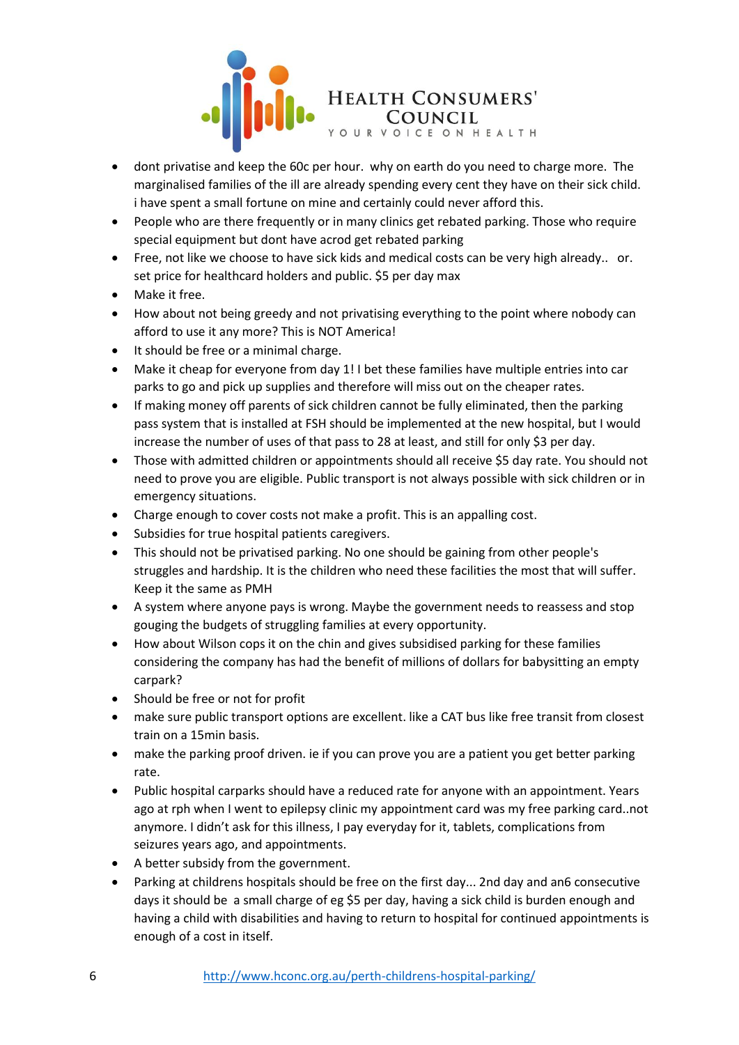- dont privatise and keep the 60c per hour. why on earth do you need to charge more. The marginalised families of the ill are already spending every cent they have on their sick child. i have spent a small fortune on mine and certainly could never afford this.
- People who are there frequently or in many clinics get rebated parking. Those who require special equipment but dont have acrod get rebated parking
- Free, not like we choose to have sick kids and medical costs can be very high already.. or. set price for healthcard holders and public. $5 per day max
- Make it free.
- How about not being greedy and not privatising everything to the point where nobody can afford to use it any more? This is NOT America!
- It should be free or a minimal charge.
- Make it cheap for everyone from day 1! I bet these families have multiple entries into car parks to go and pick up supplies and therefore will miss out on the cheaper rates.
- If making money off parents of sick children cannot be fully eliminated, then the parking pass system that is installed at FSH should be implemented at the new hospital, but I would increase the number of uses of that pass to 28 at least, and still for only $3 per day.
- Those with admitted children or appointments should all receive $5 day rate. You should not need to prove you are eligible. Public transport is not always possible with sick children or in emergency situations.
- Charge enough to cover costs not make a profit. This is an appalling cost.
- Subsidies for true hospital patients caregivers.
- This should not be privatised parking. No one should be gaining from other people's struggles and hardship. It is the children who need these facilities the most that will suffer. Keep it the same as PMH
- A system where anyone pays is wrong. Maybe the government needs to reassess and stop gouging the budgets of struggling families at every opportunity.
- How about Wilson cops it on the chin and gives subsidised parking for these families considering the company has had the benefit of millions of dollars for babysitting an empty carpark?
- Should be free or not for profit
- make sure public transport options are excellent. like a CAT bus like free transit from closest train on a 15min basis.
- make the parking proof driven. ie if you can prove you are a patient you get better parking rate.
- Public hospital carparks should have a reduced rate for anyone with an appointment. Years ago at rph when I went to epilepsy clinic my appointment card was my free parking card..not anymore. I didn't ask for this illness, I pay everyday for it, tablets, complications from seizures years ago, and appointments.
- A better subsidy from the government.
- Parking at childrens hospitals should be free on the first day... 2nd day and an6 consecutive days it should be a small charge of eg $5 per day, having a sick child is burden enough and having a child with disabilities and having to return to hospital for continued appointments is enough of a cost in itself.

http://www.hconc.org.au/perth-childrens-hospital-parking/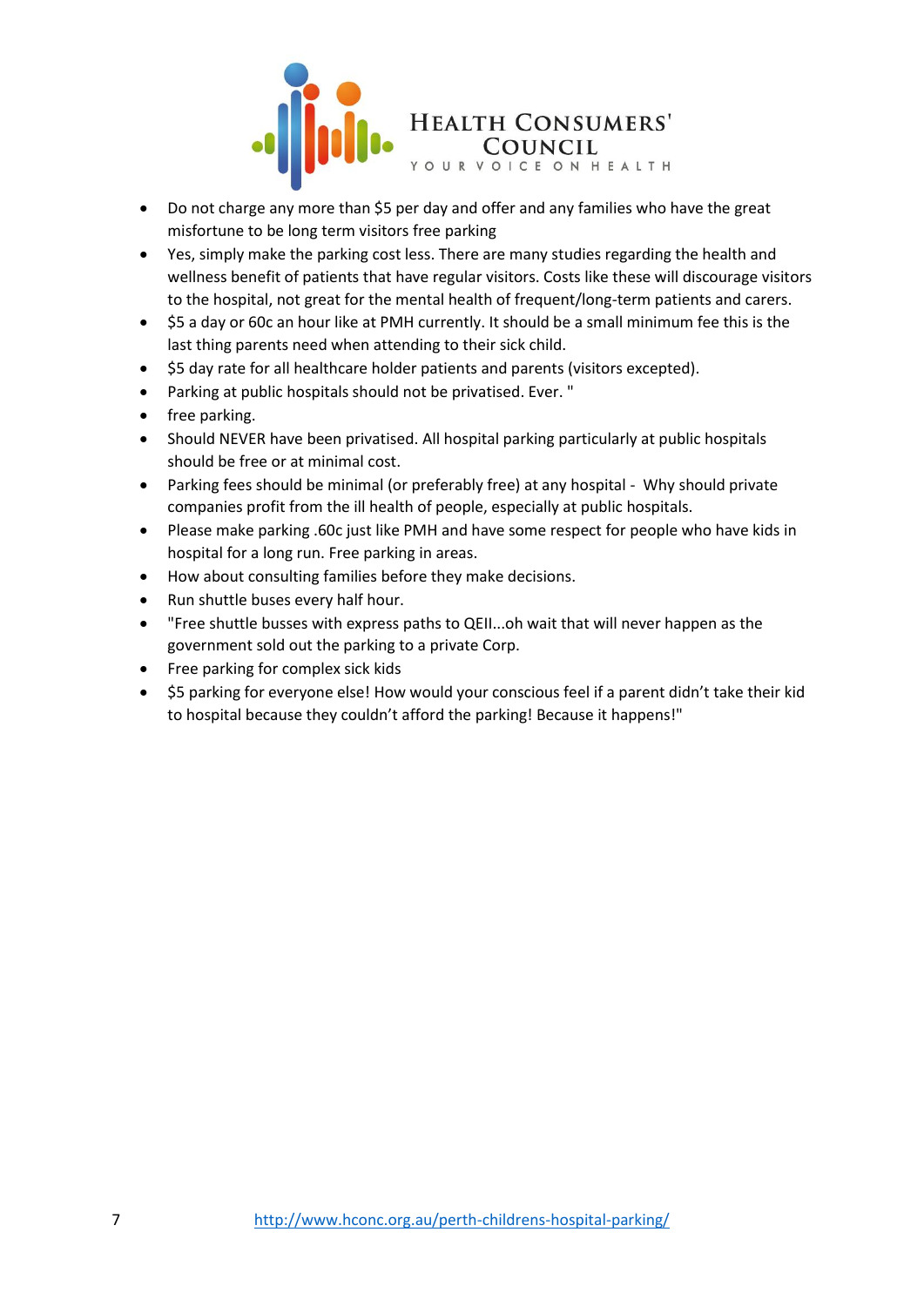- Do not charge any more than $5 per day and offer and any families who have the great misfortune to be long term visitors free parking
- Yes, simply make the parking cost less. There are many studies regarding the health and wellness benefit of patients that have regular visitors. Costs like these will discourage visitors to the hospital, not great for the mental health of frequent/long-term patients and carers.
- $5 a day or 60c an hour like at PMH currently. It should be a small minimum fee this is the last thing parents need when attending to their sick child.
- $5 day rate for all healthcare holder patients and parents (visitors excepted).
- Parking at public hospitals should not be privatised. Ever. "
- free parking.
- Should NEVER have been privatised. All hospital parking particularly at public hospitals should be free or at minimal cost.
- Parking fees should be minimal (or preferably free) at any hospital - Why should private companies profit from the ill health of people, especially at public hospitals.
- Please make parking .60c just like PMH and have some respect for people who have kids in hospital for a long run. Free parking in areas.
- How about consulting families before they make decisions.
- Run shuttle buses every half hour.
- "Free shuttle busses with express paths to QEII...oh wait that will never happen as the government sold out the parking to a private Corp.
- Free parking for complex sick kids
- $5 parking for everyone else! How would your conscious feel if a parent didn't take their kid to hospital because they couldn't afford the parking! Because it happens!"